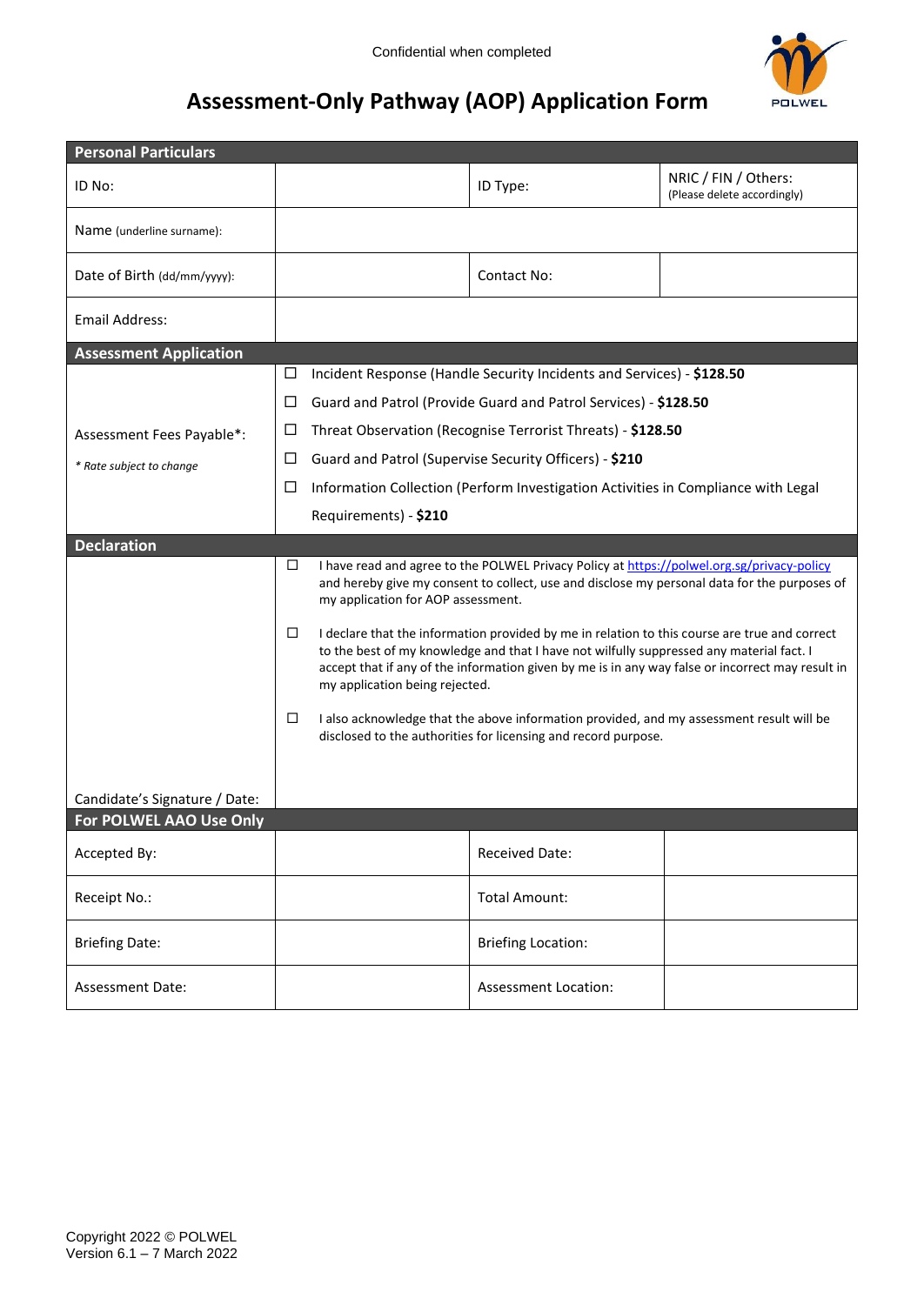Confidential when completed

# Assessment-Only Pathway (AOP) Application Form

| **Personal Particulars** | | | |
|---|---|---|---|
| ID No: | | ID Type: | NRIC / FIN / Others: (Please delete accordingly) |
| Name (underline surname): | | | |
| Date of Birth (dd/mm/yyyy): | | Contact No: | |
| Email Address: | | | |
| **Assessment Application** | | | |
| Assessment Fees Payable*: *\* Rate subject to change* | ☐ Incident Response (Handle Security Incidents and Services) - **$128.50**<br>☐ Guard and Patrol (Provide Guard and Patrol Services) - **$128.50**<br>☐ Threat Observation (Recognise Terrorist Threats) - **$128.50**<br>☐ Guard and Patrol (Supervise Security Officers) - **$210**<br>☐ Information Collection (Perform Investigation Activities in Compliance with Legal Requirements) - **$210** | | |
| **Declaration** | | | |
| Candidate's Signature / Date: | ☐ I have read and agree to the POLWEL Privacy Policy at https://polwel.org.sg/privacy-policy and hereby give my consent to collect, use and disclose my personal data for the purposes of my application for AOP assessment.<br>☐ I declare that the information provided by me in relation to this course are true and correct to the best of my knowledge and that I have not wilfully suppressed any material fact. I accept that if any of the information given by me is in any way false or incorrect may result in my application being rejected.<br>☐ I also acknowledge that the above information provided, and my assessment result will be disclosed to the authorities for licensing and record purpose. | | |
| **For POLWEL AAO Use Only** | | | |
| Accepted By: | | Received Date: | |
| Receipt No.: | | Total Amount: | |
| Briefing Date: | | Briefing Location: | |
| Assessment Date: | | Assessment Location: | |

Copyright 2022 © POLWEL
Version 6.1 – 7 March 2022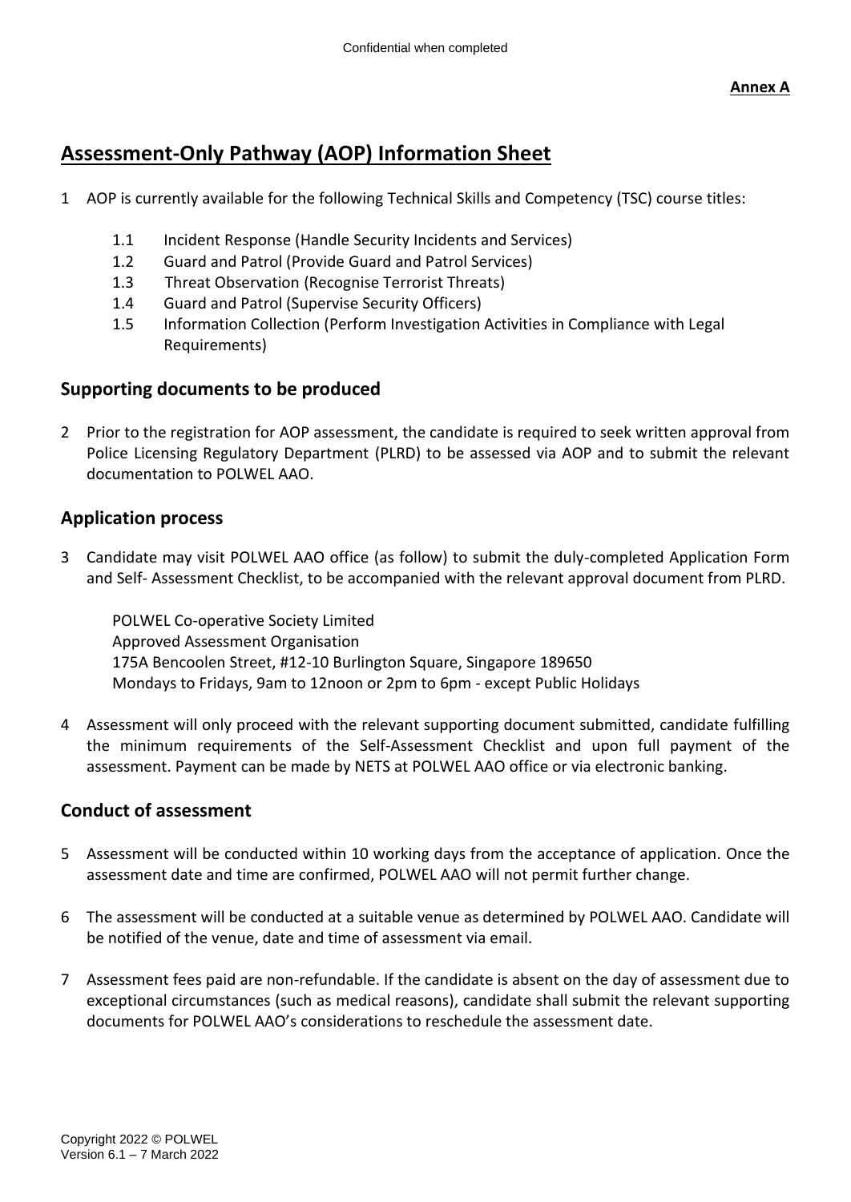**Annex A**

# Assessment-Only Pathway (AOP) Information Sheet

1 AOP is currently available for the following Technical Skills and Competency (TSC) course titles:

1.1 Incident Response (Handle Security Incidents and Services)
1.2 Guard and Patrol (Provide Guard and Patrol Services)
1.3 Threat Observation (Recognise Terrorist Threats)
1.4 Guard and Patrol (Supervise Security Officers)
1.5 Information Collection (Perform Investigation Activities in Compliance with Legal Requirements)

## Supporting documents to be produced

2 Prior to the registration for AOP assessment, the candidate is required to seek written approval from Police Licensing Regulatory Department (PLRD) to be assessed via AOP and to submit the relevant documentation to POLWEL AAO.

## Application process

3 Candidate may visit POLWEL AAO office (as follow) to submit the duly-completed Application Form and Self- Assessment Checklist, to be accompanied with the relevant approval document from PLRD.

POLWEL Co-operative Society Limited
Approved Assessment Organisation
175A Bencoolen Street, #12-10 Burlington Square, Singapore 189650
Mondays to Fridays, 9am to 12noon or 2pm to 6pm - except Public Holidays

4 Assessment will only proceed with the relevant supporting document submitted, candidate fulfilling the minimum requirements of the Self-Assessment Checklist and upon full payment of the assessment. Payment can be made by NETS at POLWEL AAO office or via electronic banking.

## Conduct of assessment

5 Assessment will be conducted within 10 working days from the acceptance of application. Once the assessment date and time are confirmed, POLWEL AAO will not permit further change.

6 The assessment will be conducted at a suitable venue as determined by POLWEL AAO. Candidate will be notified of the venue, date and time of assessment via email.

7 Assessment fees paid are non-refundable. If the candidate is absent on the day of assessment due to exceptional circumstances (such as medical reasons), candidate shall submit the relevant supporting documents for POLWEL AAO's considerations to reschedule the assessment date.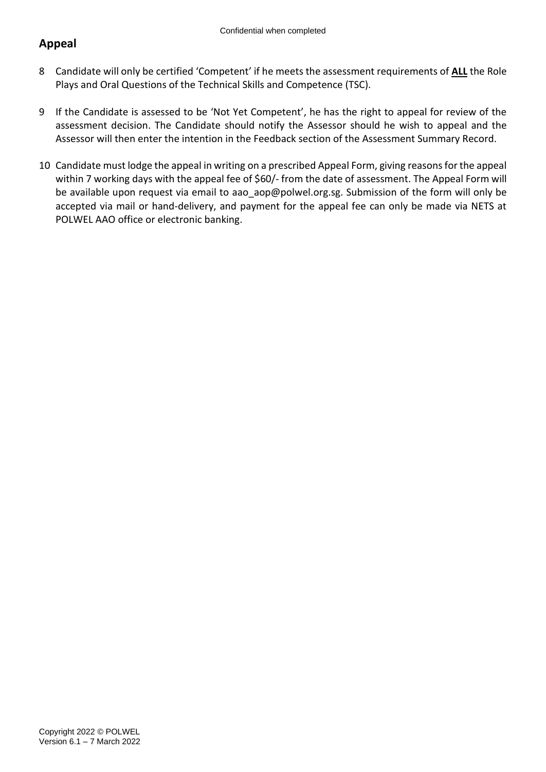## Appeal

8 Candidate will only be certified 'Competent' if he meets the assessment requirements of **ALL** the Role Plays and Oral Questions of the Technical Skills and Competence (TSC).

9 If the Candidate is assessed to be 'Not Yet Competent', he has the right to appeal for review of the assessment decision. The Candidate should notify the Assessor should he wish to appeal and the Assessor will then enter the intention in the Feedback section of the Assessment Summary Record.

10 Candidate must lodge the appeal in writing on a prescribed Appeal Form, giving reasons for the appeal within 7 working days with the appeal fee of $60/- from the date of assessment. The Appeal Form will be available upon request via email to aao_aop@polwel.org.sg. Submission of the form will only be accepted via mail or hand-delivery, and payment for the appeal fee can only be made via NETS at POLWEL AAO office or electronic banking.